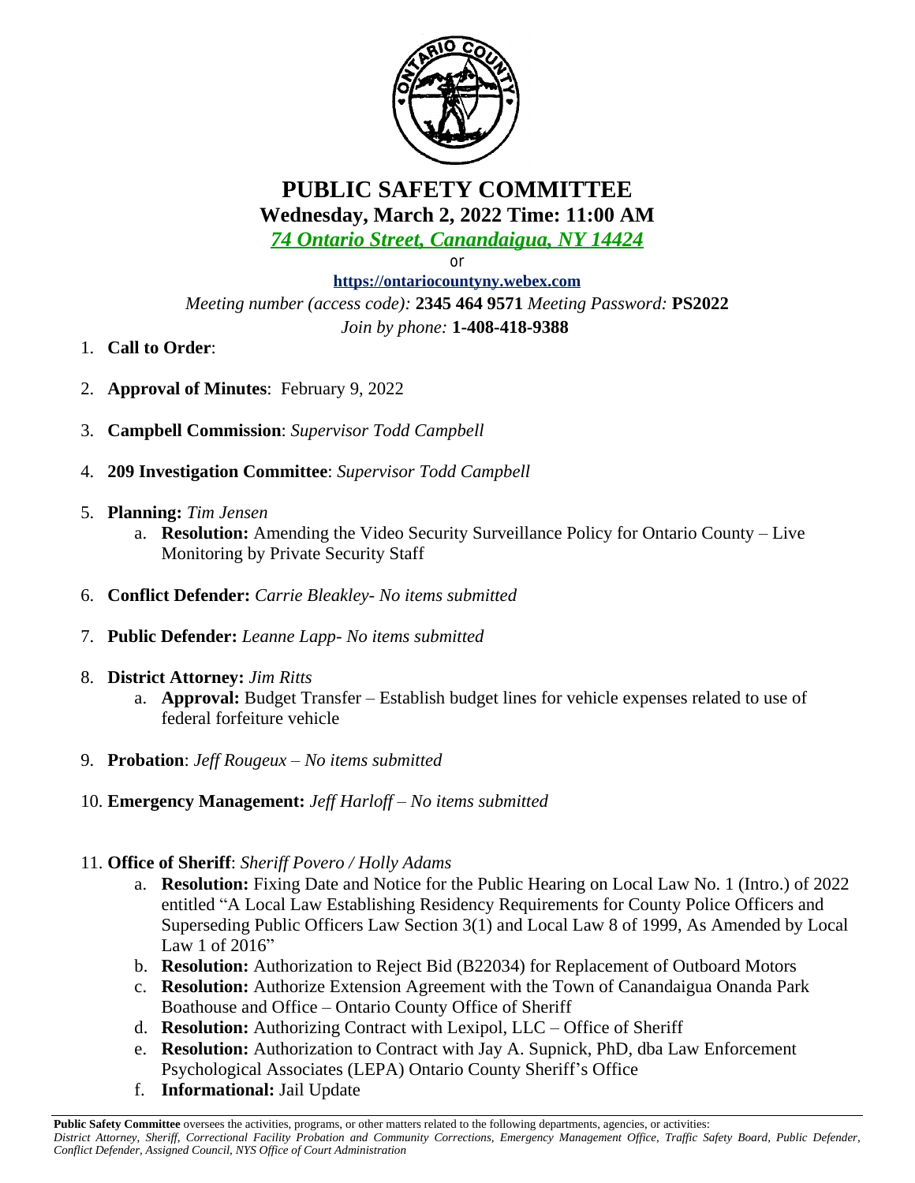# PUBLIC SAFETY COMMITTEE

## Wednesday, March 2, 2022 Time: 11:00 AM

*74 Ontario Street, Canandaigua, NY 14424*

or

**https://ontariocountyny.webex.com**

*Meeting number (access code):* **2345 464 9571** *Meeting Password:* **PS2022**

*Join by phone:* **1-408-418-9388**

1. **Call to Order**:
2. **Approval of Minutes**: February 9, 2022
3. **Campbell Commission**: *Supervisor Todd Campbell*
4. **209 Investigation Committee**: *Supervisor Todd Campbell*
5. **Planning:** *Tim Jensen*
   a. **Resolution:** Amending the Video Security Surveillance Policy for Ontario County – Live Monitoring by Private Security Staff
6. **Conflict Defender:** *Carrie Bleakley- No items submitted*
7. **Public Defender:** *Leanne Lapp- No items submitted*
8. **District Attorney:** *Jim Ritts*
   a. **Approval:** Budget Transfer – Establish budget lines for vehicle expenses related to use of federal forfeiture vehicle
9. **Probation**: *Jeff Rougeux – No items submitted*
10. **Emergency Management:** *Jeff Harloff – No items submitted*
11. **Office of Sheriff**: *Sheriff Povero / Holly Adams*
    a. **Resolution:** Fixing Date and Notice for the Public Hearing on Local Law No. 1 (Intro.) of 2022 entitled "A Local Law Establishing Residency Requirements for County Police Officers and Superseding Public Officers Law Section 3(1) and Local Law 8 of 1999, As Amended by Local Law 1 of 2016"
    b. **Resolution:** Authorization to Reject Bid (B22034) for Replacement of Outboard Motors
    c. **Resolution:** Authorize Extension Agreement with the Town of Canandaigua Onanda Park Boathouse and Office – Ontario County Office of Sheriff
    d. **Resolution:** Authorizing Contract with Lexipol, LLC – Office of Sheriff
    e. **Resolution:** Authorization to Contract with Jay A. Supnick, PhD, dba Law Enforcement Psychological Associates (LEPA) Ontario County Sheriff's Office
    f. **Informational:** Jail Update

**Public Safety Committee** oversees the activities, programs, or other matters related to the following departments, agencies, or activities: *District Attorney, Sheriff, Correctional Facility Probation and Community Corrections, Emergency Management Office, Traffic Safety Board, Public Defender, Conflict Defender, Assigned Council, NYS Office of Court Administration*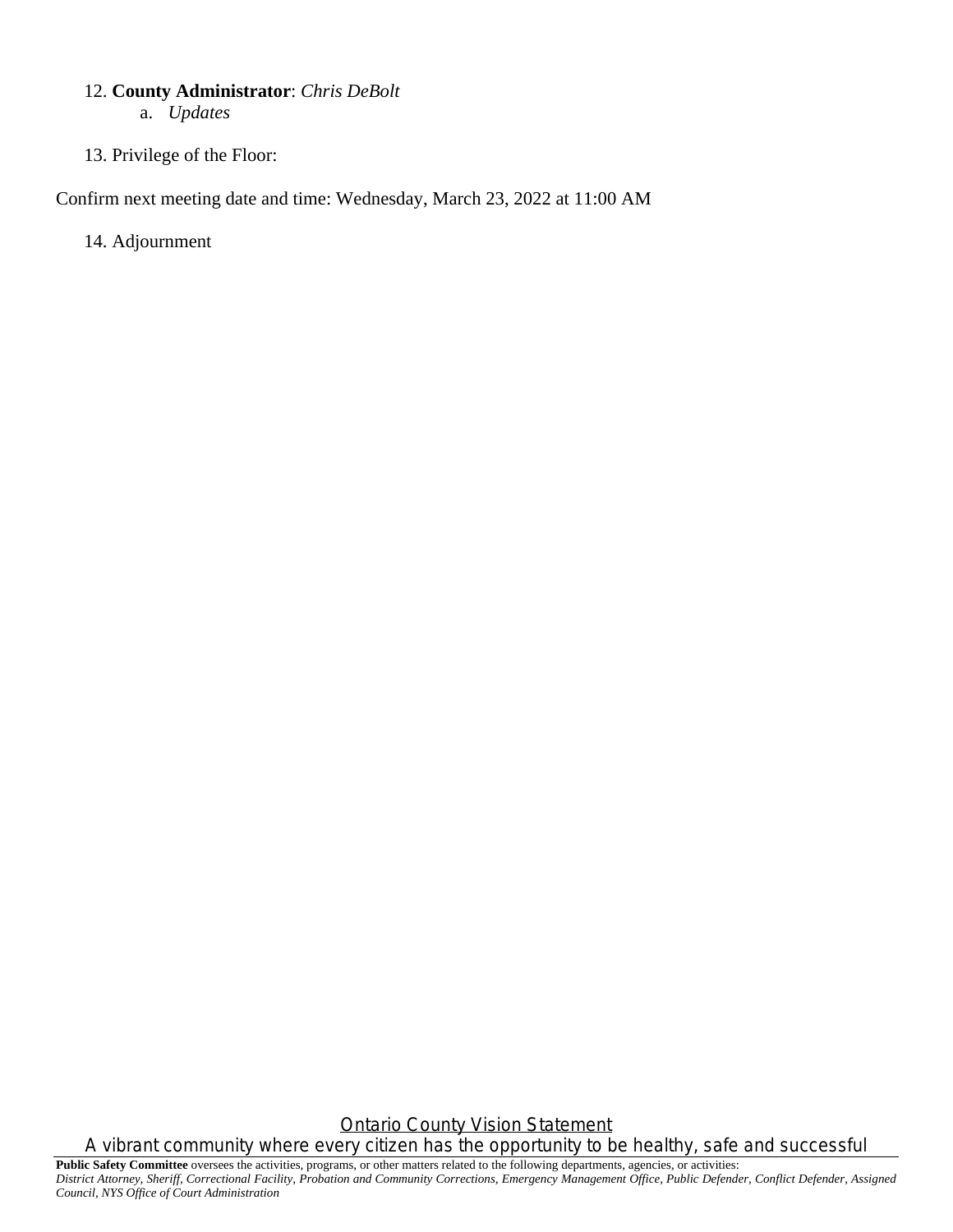12. **County Administrator**: *Chris DeBolt*
    a. *Updates*

13. Privilege of the Floor:

Confirm next meeting date and time: Wednesday, March 23, 2022 at 11:00 AM

14. Adjournment

Ontario County Vision Statement

A vibrant community where every citizen has the opportunity to be healthy, safe and successful

**Public Safety Committee** oversees the activities, programs, or other matters related to the following departments, agencies, or activities: *District Attorney, Sheriff, Correctional Facility, Probation and Community Corrections, Emergency Management Office, Public Defender, Conflict Defender, Assigned Council, NYS Office of Court Administration*